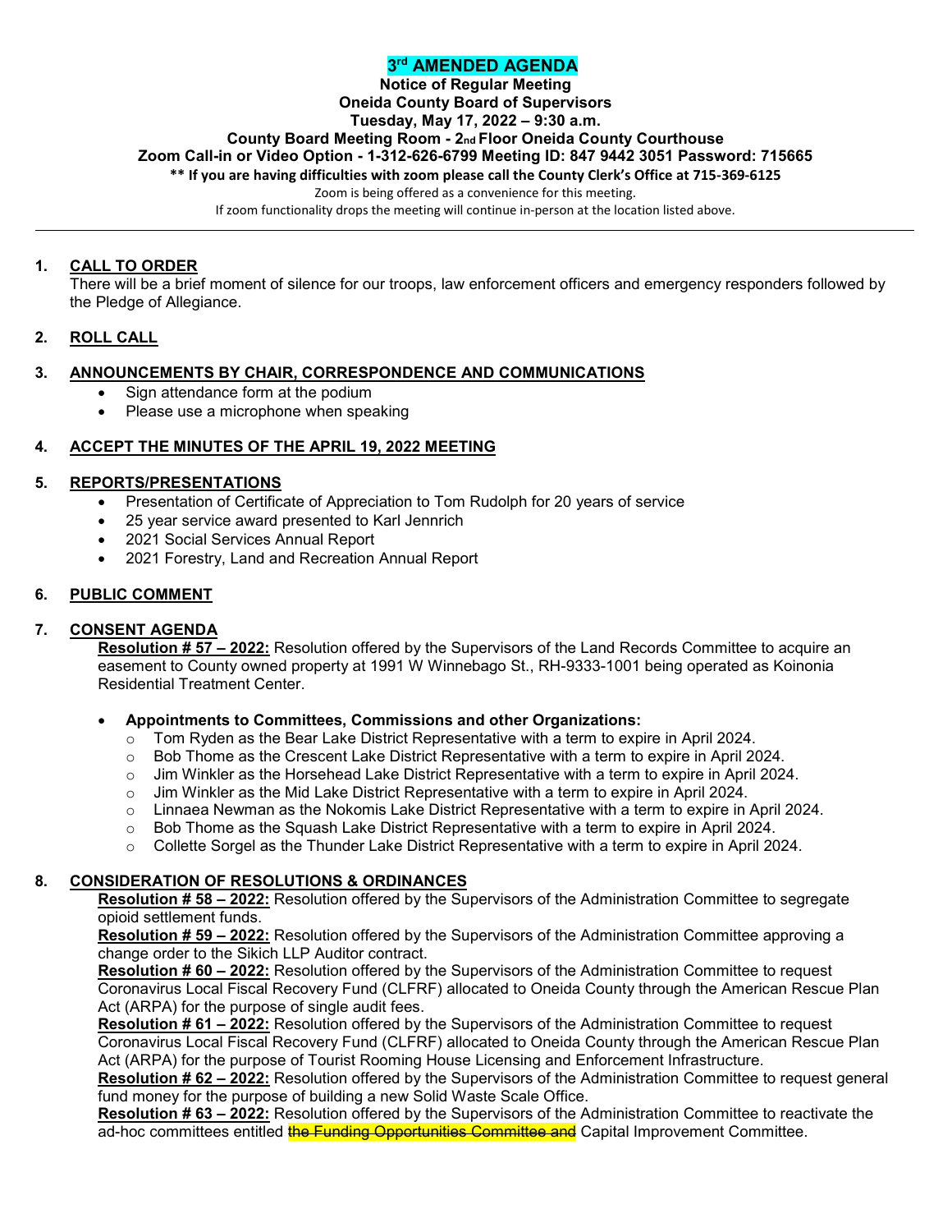# 3rd AMENDED AGENDA

**Notice of Regular Meeting**
**Oneida County Board of Supervisors**
**Tuesday, May 17, 2022 – 9:30 a.m.**
**County Board Meeting Room - 2nd Floor Oneida County Courthouse**
**Zoom Call-in or Video Option - 1-312-626-6799 Meeting ID: 847 9442 3051 Password: 715665**
**\*\* If you are having difficulties with zoom please call the County Clerk's Office at 715-369-6125**

Zoom is being offered as a convenience for this meeting.
If zoom functionality drops the meeting will continue in-person at the location listed above.

---

**1. CALL TO ORDER**
There will be a brief moment of silence for our troops, law enforcement officers and emergency responders followed by the Pledge of Allegiance.

**2. ROLL CALL**

**3. ANNOUNCEMENTS BY CHAIR, CORRESPONDENCE AND COMMUNICATIONS**
- Sign attendance form at the podium
- Please use a microphone when speaking

**4. ACCEPT THE MINUTES OF THE APRIL 19, 2022 MEETING**

**5. REPORTS/PRESENTATIONS**
- Presentation of Certificate of Appreciation to Tom Rudolph for 20 years of service
- 25 year service award presented to Karl Jennrich
- 2021 Social Services Annual Report
- 2021 Forestry, Land and Recreation Annual Report

**6. PUBLIC COMMENT**

**7. CONSENT AGENDA**
**Resolution # 57 – 2022:** Resolution offered by the Supervisors of the Land Records Committee to acquire an easement to County owned property at 1991 W Winnebago St., RH-9333-1001 being operated as Koinonia Residential Treatment Center.

- **Appointments to Committees, Commissions and other Organizations:**
  - Tom Ryden as the Bear Lake District Representative with a term to expire in April 2024.
  - Bob Thome as the Crescent Lake District Representative with a term to expire in April 2024.
  - Jim Winkler as the Horsehead Lake District Representative with a term to expire in April 2024.
  - Jim Winkler as the Mid Lake District Representative with a term to expire in April 2024.
  - Linnaea Newman as the Nokomis Lake District Representative with a term to expire in April 2024.
  - Bob Thome as the Squash Lake District Representative with a term to expire in April 2024.
  - Collette Sorgel as the Thunder Lake District Representative with a term to expire in April 2024.

**8. CONSIDERATION OF RESOLUTIONS & ORDINANCES**
**Resolution # 58 – 2022:** Resolution offered by the Supervisors of the Administration Committee to segregate opioid settlement funds.
**Resolution # 59 – 2022:** Resolution offered by the Supervisors of the Administration Committee approving a change order to the Sikich LLP Auditor contract.
**Resolution # 60 – 2022:** Resolution offered by the Supervisors of the Administration Committee to request Coronavirus Local Fiscal Recovery Fund (CLFRF) allocated to Oneida County through the American Rescue Plan Act (ARPA) for the purpose of single audit fees.
**Resolution # 61 – 2022:** Resolution offered by the Supervisors of the Administration Committee to request Coronavirus Local Fiscal Recovery Fund (CLFRF) allocated to Oneida County through the American Rescue Plan Act (ARPA) for the purpose of Tourist Rooming House Licensing and Enforcement Infrastructure.
**Resolution # 62 – 2022:** Resolution offered by the Supervisors of the Administration Committee to request general fund money for the purpose of building a new Solid Waste Scale Office.
**Resolution # 63 – 2022:** Resolution offered by the Supervisors of the Administration Committee to reactivate the ad-hoc committees entitled ~~the Funding Opportunities Committee and~~ Capital Improvement Committee.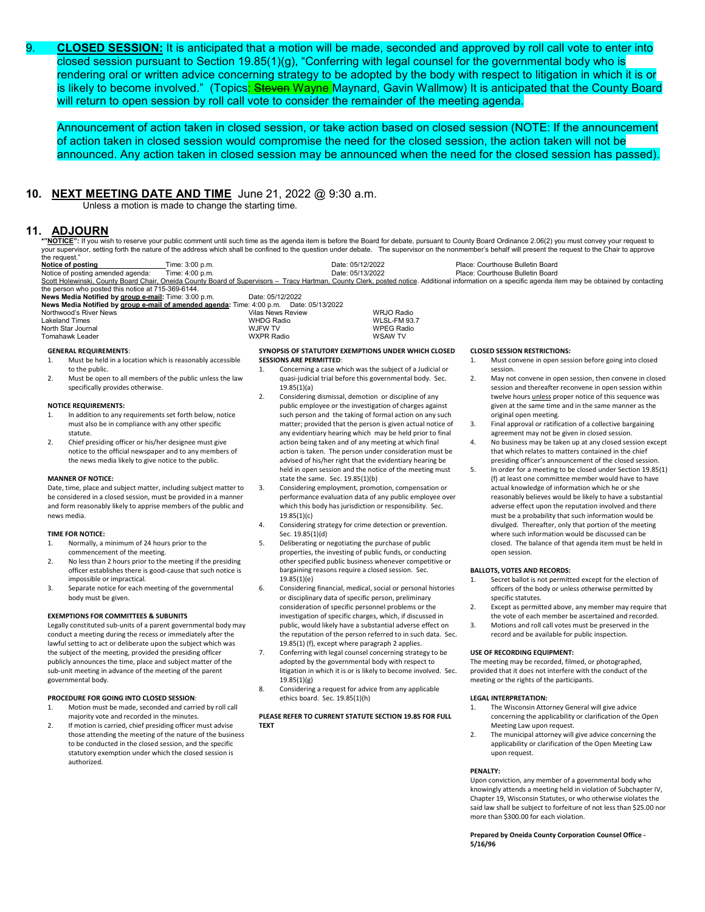9. **CLOSED SESSION:** It is anticipated that a motion will be made, seconded and approved by roll call vote to enter into closed session pursuant to Section 19.85(1)(g), "Conferring with legal counsel for the governmental body who is rendering oral or written advice concerning strategy to be adopted by the body with respect to litigation in which it is or is likely to become involved." (Topics: ~~Steven~~ Wayne Maynard, Gavin Wallmow) It is anticipated that the County Board will return to open session by roll call vote to consider the remainder of the meeting agenda.

   Announcement of action taken in closed session, or take action based on closed session (NOTE: If the announcement of action taken in closed session would compromise the need for the closed session, the action taken will not be announced. Any action taken in closed session may be announced when the need for the closed session has passed).

## 10. NEXT MEETING DATE AND TIME June 21, 2022 @ 9:30 a.m.

Unless a motion is made to change the starting time.

## 11. ADJOURN

*"**NOTICE**": If you wish to reserve your public comment until such time as the agenda item is before the Board for debate, pursuant to County Board Ordinance 2.06(2) you must convey your request to your supervisor, setting forth the nature of the address which shall be confined to the question under debate. The supervisor on the nonmember's behalf will present the request to the Chair to approve the request."

| | | | |
|---|---|---|---|
| **Notice of posting** | Time: 3:00 p.m. | Date: 05/12/2022 | Place: Courthouse Bulletin Board |
| Notice of posting amended agenda: | Time: 4:00 p.m. | Date: 05/13/2022 | Place: Courthouse Bulletin Board |

Scott Holewinski, County Board Chair, Oneida County Board of Supervisors – Tracy Hartman, County Clerk, posted notice. Additional information on a specific agenda item may be obtained by contacting the person who posted this notice at 715-369-6144.

**News Media Notified by group e-mail:** Time: 3:00 p.m. Date: 05/12/2022

**News Media Notified by group e-mail of amended agenda:** Time: 4:00 p.m. Date: 05/13/2022

| | | |
|---|---|---|
| Northwood's River News | Vilas News Review | WRJO Radio |
| Lakeland Times | WHDG Radio | WLSL-FM 93.7 |
| North Star Journal | WJFW TV | WPEG Radio |
| Tomahawk Leader | WXPR Radio | WSAW TV |

**GENERAL REQUIREMENTS**:
1. Must be held in a location which is reasonably accessible to the public.
2. Must be open to all members of the public unless the law specifically provides otherwise.

**NOTICE REQUIREMENTS:**
1. In addition to any requirements set forth below, notice must also be in compliance with any other specific statute.
2. Chief presiding officer or his/her designee must give notice to the official newspaper and to any members of the news media likely to give notice to the public.

**MANNER OF NOTICE:**
Date, time, place and subject matter, including subject matter to be considered in a closed session, must be provided in a manner and form reasonably likely to apprise members of the public and news media.

**TIME FOR NOTICE:**
1. Normally, a minimum of 24 hours prior to the commencement of the meeting.
2. No less than 2 hours prior to the meeting if the presiding officer establishes there is good-cause that such notice is impossible or impractical.
3. Separate notice for each meeting of the governmental body must be given.

**EXEMPTIONS FOR COMMITTEES & SUBUNITS**
Legally constituted sub-units of a parent governmental body may conduct a meeting during the recess or immediately after the lawful setting to act or deliberate upon the subject which was the subject of the meeting, provided the presiding officer publicly announces the time, place and subject matter of the sub-unit meeting in advance of the meeting of the parent governmental body.

**PROCEDURE FOR GOING INTO CLOSED SESSION**:
1. Motion must be made, seconded and carried by roll call majority vote and recorded in the minutes.
2. If motion is carried, chief presiding officer must advise those attending the meeting of the nature of the business to be conducted in the closed session, and the specific statutory exemption under which the closed session is authorized.

**SYNOPSIS OF STATUTORY EXEMPTIONS UNDER WHICH CLOSED SESSIONS ARE PERMITTED**:
1. Concerning a case which was the subject of a Judicial or quasi-judicial trial before this governmental body. Sec. 19.85(1)(a)
2. Considering dismissal, demotion or discipline of any public employee or the investigation of charges against such person and the taking of formal action on any such matter; provided that the person is given actual notice of any evidentiary hearing which may be held prior to final action being taken and of any meeting at which final action is taken. The person under consideration must be advised of his/her right that the evidentiary hearing be held in open session and the notice of the meeting must state the same. Sec. 19.85(1)(b)
3. Considering employment, promotion, compensation or performance evaluation data of any public employee over which this body has jurisdiction or responsibility. Sec. 19.85(1)(c)
4. Considering strategy for crime detection or prevention. Sec. 19.85(1)(d)
5. Deliberating or negotiating the purchase of public properties, the investing of public funds, or conducting other specified public business whenever competitive or bargaining reasons require a closed session. Sec. 19.85(1)(e)
6. Considering financial, medical, social or personal histories or disciplinary data of specific person, preliminary consideration of specific personnel problems or the investigation of specific charges, which, if discussed in public, would likely have a substantial adverse effect on the reputation of the person referred to in such data. Sec. 19.85(1) (f), except where paragraph 2 applies.
7. Conferring with legal counsel concerning strategy to be adopted by the governmental body with respect to litigation in which it is or is likely to become involved. Sec. 19.85(1)(g)
8. Considering a request for advice from any applicable ethics board. Sec. 19.85(1)(h)

**PLEASE REFER TO CURRENT STATUTE SECTION 19.85 FOR FULL TEXT**

**CLOSED SESSION RESTRICTIONS:**
1. Must convene in open session before going into closed session.
2. May not convene in open session, then convene in closed session and thereafter reconvene in open session within twelve hours unless proper notice of this sequence was given at the same time and in the same manner as the original open meeting.
3. Final approval or ratification of a collective bargaining agreement may not be given in closed session.
4. No business may be taken up at any closed session except that which relates to matters contained in the chief presiding officer's announcement of the closed session.
5. In order for a meeting to be closed under Section 19.85(1) (f) at least one committee member would have to have actual knowledge of information which he or she reasonably believes would be likely to have a substantial adverse effect upon the reputation involved and there must be a probability that such information would be divulged. Thereafter, only that portion of the meeting where such information would be discussed can be closed. The balance of that agenda item must be held in open session.

**BALLOTS, VOTES AND RECORDS:**
1. Secret ballot is not permitted except for the election of officers of the body or unless otherwise permitted by specific statutes.
2. Except as permitted above, any member may require that the vote of each member be ascertained and recorded.
3. Motions and roll call votes must be preserved in the record and be available for public inspection.

**USE OF RECORDING EQUIPMENT:**
The meeting may be recorded, filmed, or photographed, provided that it does not interfere with the conduct of the meeting or the rights of the participants.

**LEGAL INTERPRETATION:**
1. The Wisconsin Attorney General will give advice concerning the applicability or clarification of the Open Meeting Law upon request.
2. The municipal attorney will give advice concerning the applicability or clarification of the Open Meeting Law upon request.

**PENALTY:**
Upon conviction, any member of a governmental body who knowingly attends a meeting held in violation of Subchapter IV, Chapter 19, Wisconsin Statutes, or who otherwise violates the said law shall be subject to forfeiture of not less than $25.00 nor more than $300.00 for each violation.

**Prepared by Oneida County Corporation Counsel Office - 5/16/96**